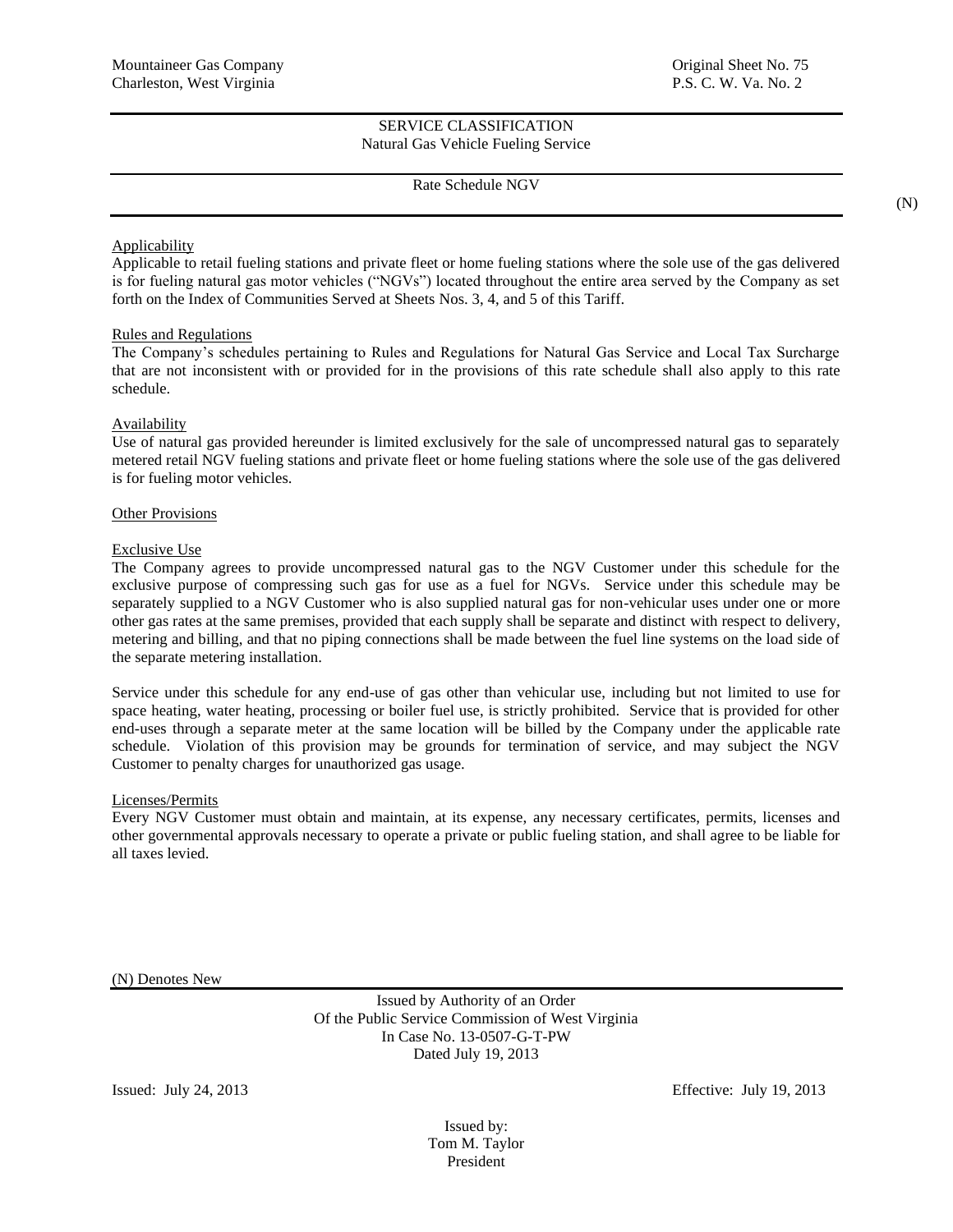Mountaineer Gas Company
Charleston, West Virginia

Original Sheet No. 75
P.S. C. W. Va. No. 2

## SERVICE CLASSIFICATION
## Natural Gas Vehicle Fueling Service

### Rate Schedule NGV

(N)

Applicability
Applicable to retail fueling stations and private fleet or home fueling stations where the sole use of the gas delivered is for fueling natural gas motor vehicles ("NGVs") located throughout the entire area served by the Company as set forth on the Index of Communities Served at Sheets Nos. 3, 4, and 5 of this Tariff.

Rules and Regulations
The Company's schedules pertaining to Rules and Regulations for Natural Gas Service and Local Tax Surcharge that are not inconsistent with or provided for in the provisions of this rate schedule shall also apply to this rate schedule.

Availability
Use of natural gas provided hereunder is limited exclusively for the sale of uncompressed natural gas to separately metered retail NGV fueling stations and private fleet or home fueling stations where the sole use of the gas delivered is for fueling motor vehicles.

Other Provisions

Exclusive Use
The Company agrees to provide uncompressed natural gas to the NGV Customer under this schedule for the exclusive purpose of compressing such gas for use as a fuel for NGVs. Service under this schedule may be separately supplied to a NGV Customer who is also supplied natural gas for non-vehicular uses under one or more other gas rates at the same premises, provided that each supply shall be separate and distinct with respect to delivery, metering and billing, and that no piping connections shall be made between the fuel line systems on the load side of the separate metering installation.

Service under this schedule for any end-use of gas other than vehicular use, including but not limited to use for space heating, water heating, processing or boiler fuel use, is strictly prohibited. Service that is provided for other end-uses through a separate meter at the same location will be billed by the Company under the applicable rate schedule. Violation of this provision may be grounds for termination of service, and may subject the NGV Customer to penalty charges for unauthorized gas usage.

Licenses/Permits
Every NGV Customer must obtain and maintain, at its expense, any necessary certificates, permits, licenses and other governmental approvals necessary to operate a private or public fueling station, and shall agree to be liable for all taxes levied.

(N) Denotes New

Issued by Authority of an Order
Of the Public Service Commission of West Virginia
In Case No. 13-0507-G-T-PW
Dated July 19, 2013

Issued: July 24, 2013

Effective: July 19, 2013

Issued by:
Tom M. Taylor
President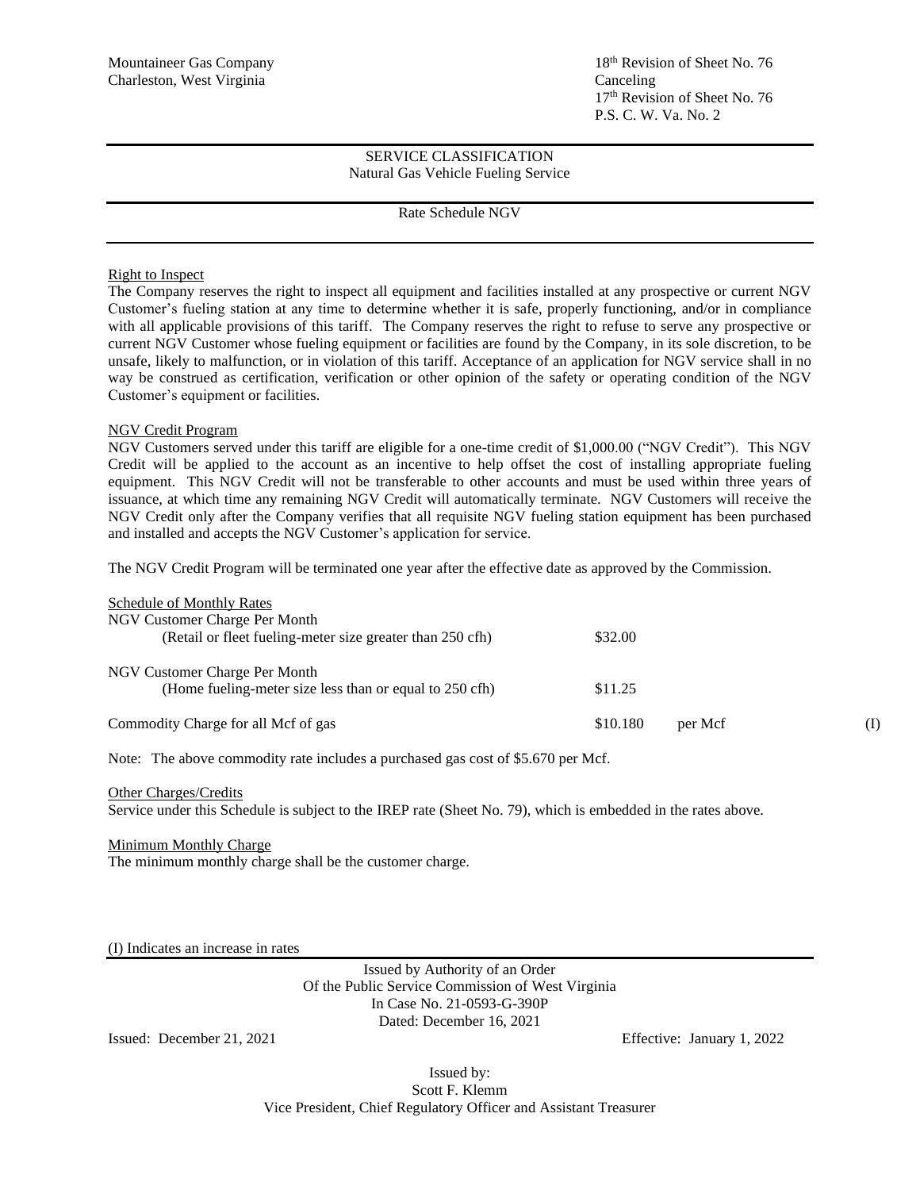Mountaineer Gas Company
Charleston, West Virginia

18th Revision of Sheet No. 76
Canceling
17th Revision of Sheet No. 76
P.S. C. W. Va. No. 2

SERVICE CLASSIFICATION
Natural Gas Vehicle Fueling Service

Rate Schedule NGV

Right to Inspect

The Company reserves the right to inspect all equipment and facilities installed at any prospective or current NGV Customer's fueling station at any time to determine whether it is safe, properly functioning, and/or in compliance with all applicable provisions of this tariff. The Company reserves the right to refuse to serve any prospective or current NGV Customer whose fueling equipment or facilities are found by the Company, in its sole discretion, to be unsafe, likely to malfunction, or in violation of this tariff. Acceptance of an application for NGV service shall in no way be construed as certification, verification or other opinion of the safety or operating condition of the NGV Customer's equipment or facilities.

NGV Credit Program

NGV Customers served under this tariff are eligible for a one-time credit of $1,000.00 ("NGV Credit"). This NGV Credit will be applied to the account as an incentive to help offset the cost of installing appropriate fueling equipment. This NGV Credit will not be transferable to other accounts and must be used within three years of issuance, at which time any remaining NGV Credit will automatically terminate. NGV Customers will receive the NGV Credit only after the Company verifies that all requisite NGV fueling station equipment has been purchased and installed and accepts the NGV Customer's application for service.

The NGV Credit Program will be terminated one year after the effective date as approved by the Commission.

Schedule of Monthly Rates

| | | | |
|---|---|---|---|
| NGV Customer Charge Per Month (Retail or fleet fueling-meter size greater than 250 cfh) | $32.00 | | |
| NGV Customer Charge Per Month (Home fueling-meter size less than or equal to 250 cfh) | $11.25 | | |
| Commodity Charge for all Mcf of gas | $10.180 | per Mcf | (I) |

Note: The above commodity rate includes a purchased gas cost of $5.670 per Mcf.

Other Charges/Credits

Service under this Schedule is subject to the IREP rate (Sheet No. 79), which is embedded in the rates above.

Minimum Monthly Charge

The minimum monthly charge shall be the customer charge.

(I) Indicates an increase in rates

Issued by Authority of an Order
Of the Public Service Commission of West Virginia
In Case No. 21-0593-G-390P
Dated: December 16, 2021

Issued: December 21, 2021 Effective: January 1, 2022

Issued by:
Scott F. Klemm
Vice President, Chief Regulatory Officer and Assistant Treasurer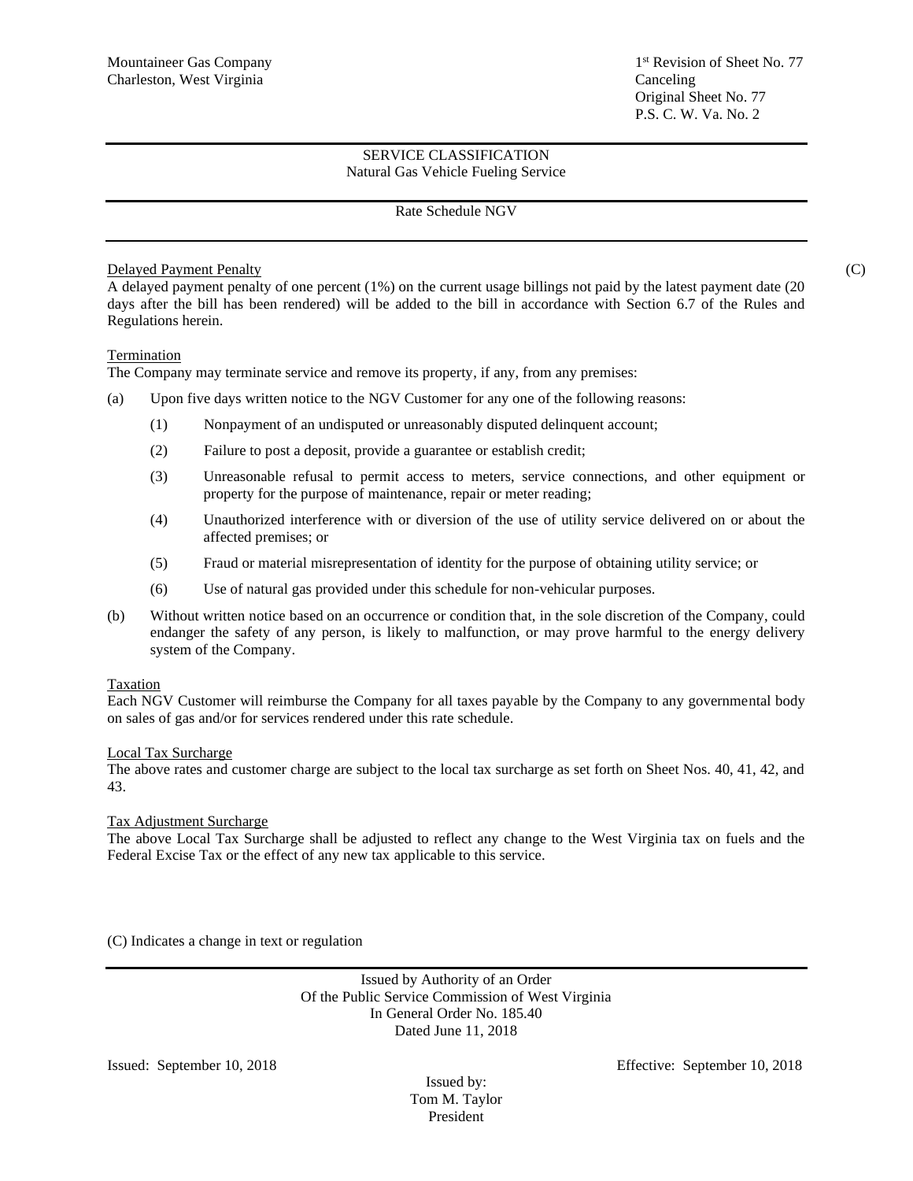Mountaineer Gas Company
Charleston, West Virginia

1st Revision of Sheet No. 77
Canceling
Original Sheet No. 77
P.S. C. W. Va. No. 2

SERVICE CLASSIFICATION
Natural Gas Vehicle Fueling Service

Rate Schedule NGV

Delayed Payment Penalty (C)

A delayed payment penalty of one percent (1%) on the current usage billings not paid by the latest payment date (20 days after the bill has been rendered) will be added to the bill in accordance with Section 6.7 of the Rules and Regulations herein.

Termination

The Company may terminate service and remove its property, if any, from any premises:

(a) Upon five days written notice to the NGV Customer for any one of the following reasons:

(1) Nonpayment of an undisputed or unreasonably disputed delinquent account;

(2) Failure to post a deposit, provide a guarantee or establish credit;

(3) Unreasonable refusal to permit access to meters, service connections, and other equipment or property for the purpose of maintenance, repair or meter reading;

(4) Unauthorized interference with or diversion of the use of utility service delivered on or about the affected premises; or

(5) Fraud or material misrepresentation of identity for the purpose of obtaining utility service; or

(6) Use of natural gas provided under this schedule for non-vehicular purposes.

(b) Without written notice based on an occurrence or condition that, in the sole discretion of the Company, could endanger the safety of any person, is likely to malfunction, or may prove harmful to the energy delivery system of the Company.

Taxation

Each NGV Customer will reimburse the Company for all taxes payable by the Company to any governmental body on sales of gas and/or for services rendered under this rate schedule.

Local Tax Surcharge

The above rates and customer charge are subject to the local tax surcharge as set forth on Sheet Nos. 40, 41, 42, and 43.

Tax Adjustment Surcharge

The above Local Tax Surcharge shall be adjusted to reflect any change to the West Virginia tax on fuels and the Federal Excise Tax or the effect of any new tax applicable to this service.

(C) Indicates a change in text or regulation

Issued by Authority of an Order
Of the Public Service Commission of West Virginia
In General Order No. 185.40
Dated June 11, 2018

Issued: September 10, 2018

Effective: September 10, 2018

Issued by:
Tom M. Taylor
President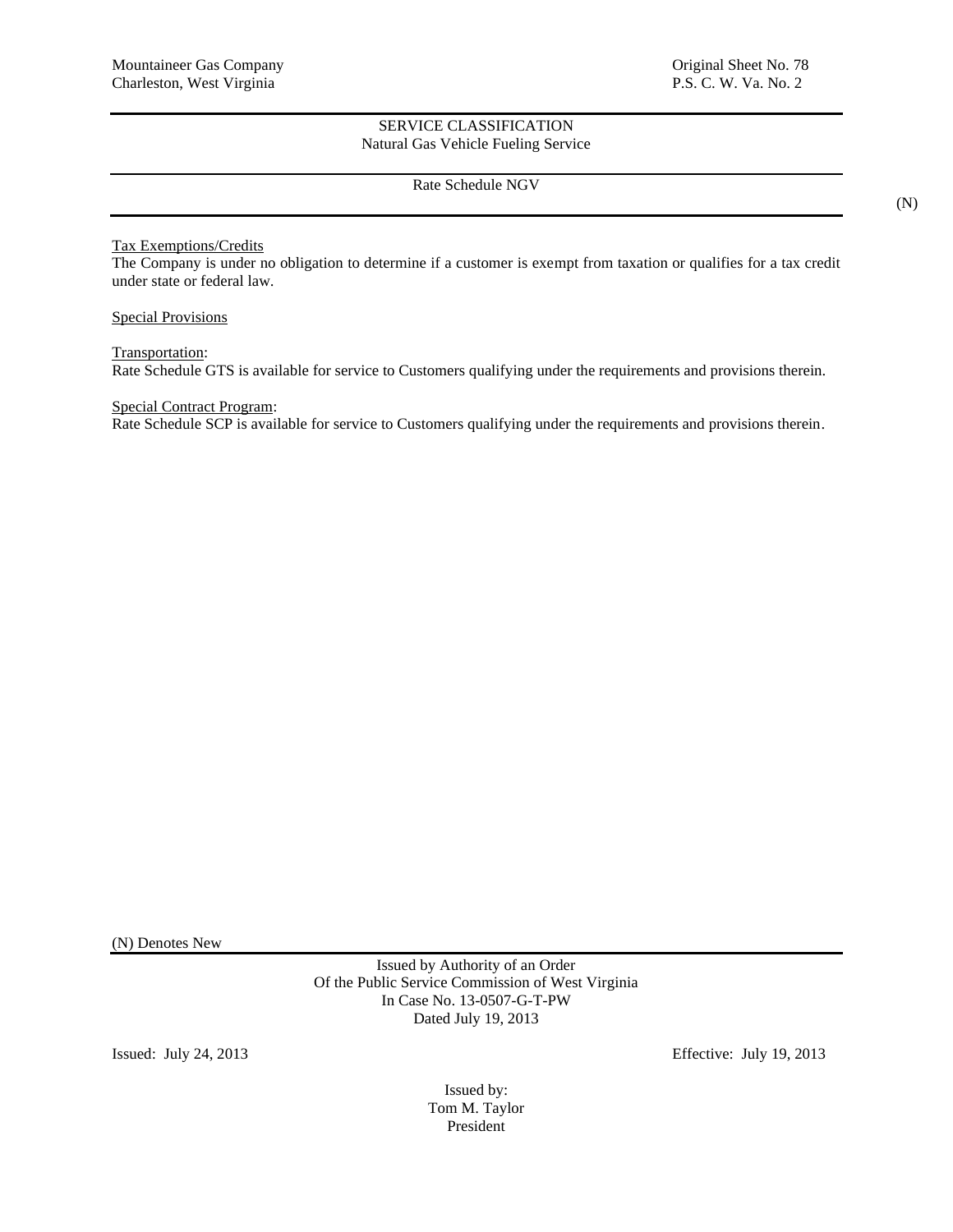SERVICE CLASSIFICATION
Natural Gas Vehicle Fueling Service

Rate Schedule NGV

(N)

Tax Exemptions/Credits

The Company is under no obligation to determine if a customer is exempt from taxation or qualifies for a tax credit under state or federal law.

Special Provisions

Transportation:

Rate Schedule GTS is available for service to Customers qualifying under the requirements and provisions therein.

Special Contract Program:

Rate Schedule SCP is available for service to Customers qualifying under the requirements and provisions therein.

(N) Denotes New

Issued by Authority of an Order
Of the Public Service Commission of West Virginia
In Case No. 13-0507-G-T-PW
Dated July 19, 2013

Issued: July 24, 2013

Effective: July 19, 2013

Issued by:
Tom M. Taylor
President